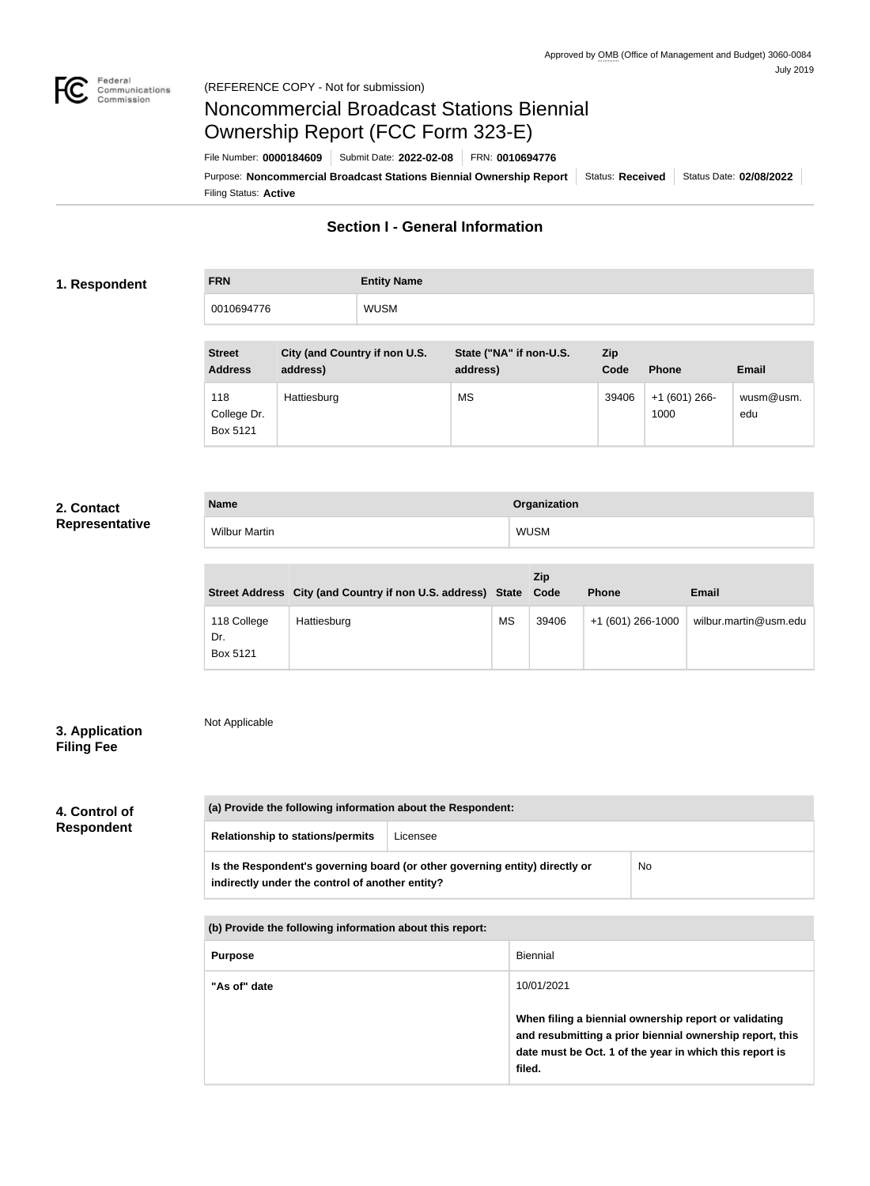Approved by OMB (Office of Management and Budget) 3060-0084
July 2019

(REFERENCE COPY - Not for submission)

# Noncommercial Broadcast Stations Biennial Ownership Report (FCC Form 323-E)

File Number: **0000184609** | Submit Date: **2022-02-08** | FRN: **0010694776**

Purpose: **Noncommercial Broadcast Stations Biennial Ownership Report** | Status: **Received** | Status Date: **02/08/2022**

Filing Status: **Active**

## Section I - General Information

### 1. Respondent

| FRN | Entity Name |
|---|---|
| 0010694776 | WUSM |

| Street Address | City (and Country if non U.S. address) | State ("NA" if non-U.S. address) | Zip Code | Phone | Email |
|---|---|---|---|---|---|
| 118 College Dr. Box 5121 | Hattiesburg | MS | 39406 | +1 (601) 266-1000 | wusm@usm.edu |

### 2. Contact Representative

| Name | Organization |
|---|---|
| Wilbur Martin | WUSM |

| Street Address | City (and Country if non U.S. address) | State | Zip Code | Phone | Email |
|---|---|---|---|---|---|
| 118 College Dr. Box 5121 | Hattiesburg | MS | 39406 | +1 (601) 266-1000 | wilbur.martin@usm.edu |

### 3. Application Filing Fee

Not Applicable

### 4. Control of Respondent

| (a) Provide the following information about the Respondent: | |
|---|---|
| Relationship to stations/permits | Licensee |
| **Is the Respondent's governing board (or other governing entity) directly or indirectly under the control of another entity?** | No |

| (b) Provide the following information about this report: | |
|---|---|
| Purpose | Biennial |
| "As of" date | 10/01/2021<br><br>**When filing a biennial ownership report or validating and resubmitting a prior biennial ownership report, this date must be Oct. 1 of the year in which this report is filed.** |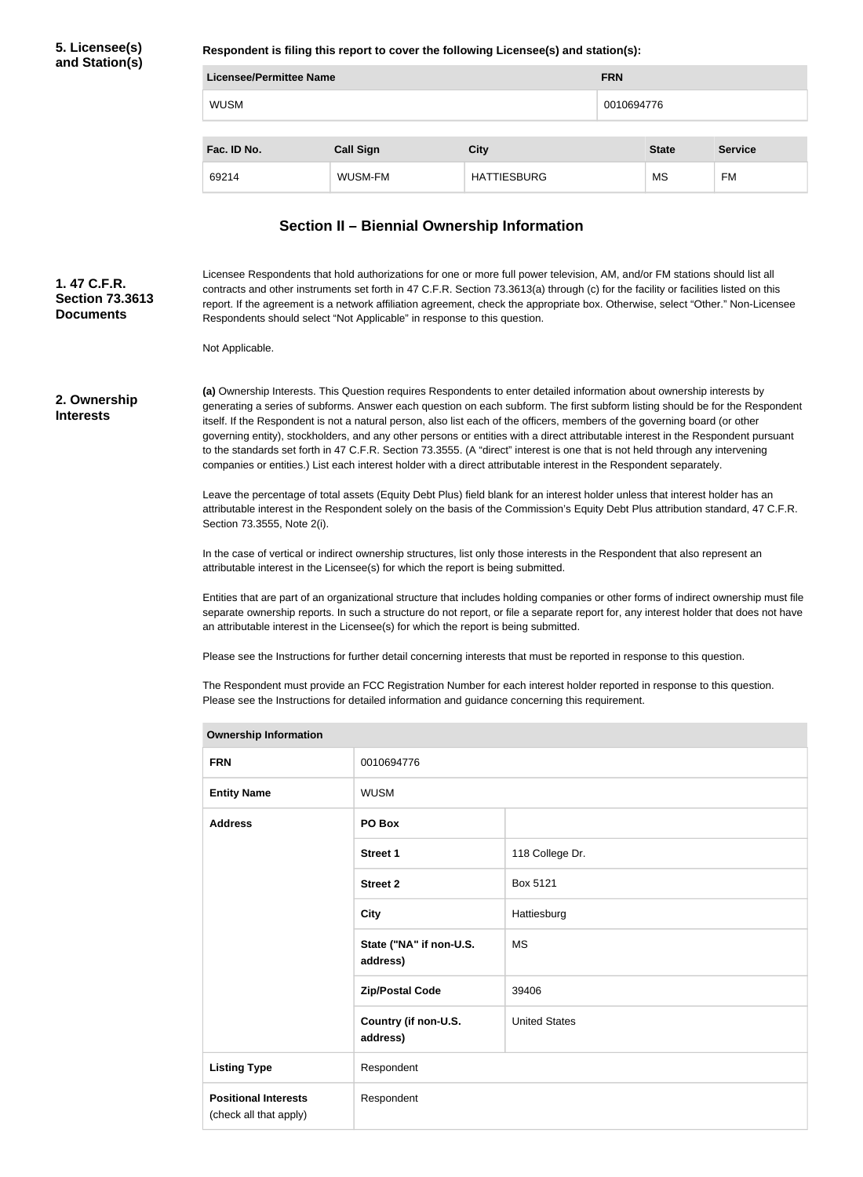**5. Licensee(s) and Station(s)**

**Respondent is filing this report to cover the following Licensee(s) and station(s):**

| Licensee/Permittee Name | FRN |
| --- | --- |
| WUSM | 0010694776 |

| Fac. ID No. | Call Sign | City | State | Service |
| --- | --- | --- | --- | --- |
| 69214 | WUSM-FM | HATTIESBURG | MS | FM |

## Section II – Biennial Ownership Information

**1. 47 C.F.R. Section 73.3613 Documents**

Licensee Respondents that hold authorizations for one or more full power television, AM, and/or FM stations should list all contracts and other instruments set forth in 47 C.F.R. Section 73.3613(a) through (c) for the facility or facilities listed on this report. If the agreement is a network affiliation agreement, check the appropriate box. Otherwise, select "Other." Non-Licensee Respondents should select "Not Applicable" in response to this question.

Not Applicable.

**2. Ownership Interests**

**(a)** Ownership Interests. This Question requires Respondents to enter detailed information about ownership interests by generating a series of subforms. Answer each question on each subform. The first subform listing should be for the Respondent itself. If the Respondent is not a natural person, also list each of the officers, members of the governing board (or other governing entity), stockholders, and any other persons or entities with a direct attributable interest in the Respondent pursuant to the standards set forth in 47 C.F.R. Section 73.3555. (A "direct" interest is one that is not held through any intervening companies or entities.) List each interest holder with a direct attributable interest in the Respondent separately.

Leave the percentage of total assets (Equity Debt Plus) field blank for an interest holder unless that interest holder has an attributable interest in the Respondent solely on the basis of the Commission's Equity Debt Plus attribution standard, 47 C.F.R. Section 73.3555, Note 2(i).

In the case of vertical or indirect ownership structures, list only those interests in the Respondent that also represent an attributable interest in the Licensee(s) for which the report is being submitted.

Entities that are part of an organizational structure that includes holding companies or other forms of indirect ownership must file separate ownership reports. In such a structure do not report, or file a separate report for, any interest holder that does not have an attributable interest in the Licensee(s) for which the report is being submitted.

Please see the Instructions for further detail concerning interests that must be reported in response to this question.

The Respondent must provide an FCC Registration Number for each interest holder reported in response to this question. Please see the Instructions for detailed information and guidance concerning this requirement.

| Ownership Information | | |
| --- | --- | --- |
| **FRN** | 0010694776 | |
| **Entity Name** | WUSM | |
| **Address** | PO Box | |
| | Street 1 | 118 College Dr. |
| | Street 2 | Box 5121 |
| | City | Hattiesburg |
| | State ("NA" if non-U.S. address) | MS |
| | Zip/Postal Code | 39406 |
| | Country (if non-U.S. address) | United States |
| **Listing Type** | Respondent | |
| **Positional Interests** (check all that apply) | Respondent | |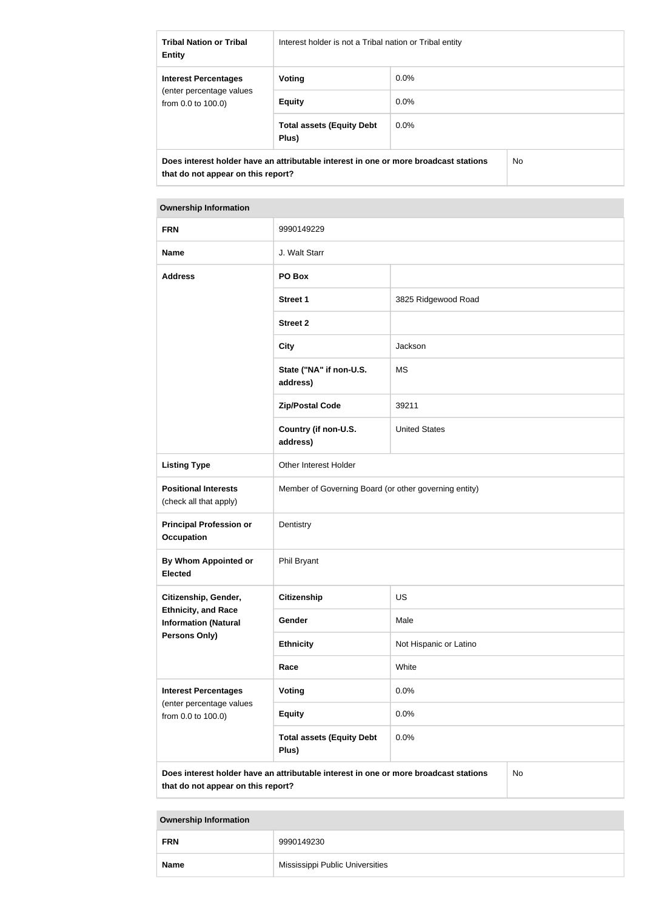| | | |
|---|---|---|
| **Tribal Nation or Tribal Entity** | Interest holder is not a Tribal nation or Tribal entity | |
| **Interest Percentages** (enter percentage values from 0.0 to 100.0) | **Voting** | 0.0% |
| | **Equity** | 0.0% |
| | **Total assets (Equity Debt Plus)** | 0.0% |
| **Does interest holder have an attributable interest in one or more broadcast stations that do not appear on this report?** | | No |

| **Ownership Information** | | |
|---|---|---|
| **FRN** | 9990149229 | |
| **Name** | J. Walt Starr | |
| **Address** | **PO Box** | |
| | **Street 1** | 3825 Ridgewood Road |
| | **Street 2** | |
| | **City** | Jackson |
| | **State ("NA" if non-U.S. address)** | MS |
| | **Zip/Postal Code** | 39211 |
| | **Country (if non-U.S. address)** | United States |
| **Listing Type** | Other Interest Holder | |
| **Positional Interests** (check all that apply) | Member of Governing Board (or other governing entity) | |
| **Principal Profession or Occupation** | Dentistry | |
| **By Whom Appointed or Elected** | Phil Bryant | |
| **Citizenship, Gender, Ethnicity, and Race Information (Natural Persons Only)** | **Citizenship** | US |
| | **Gender** | Male |
| | **Ethnicity** | Not Hispanic or Latino |
| | **Race** | White |
| **Interest Percentages** (enter percentage values from 0.0 to 100.0) | **Voting** | 0.0% |
| | **Equity** | 0.0% |
| | **Total assets (Equity Debt Plus)** | 0.0% |
| **Does interest holder have an attributable interest in one or more broadcast stations that do not appear on this report?** | | No |

| **Ownership Information** | |
|---|---|
| **FRN** | 9990149230 |
| **Name** | Mississippi Public Universities |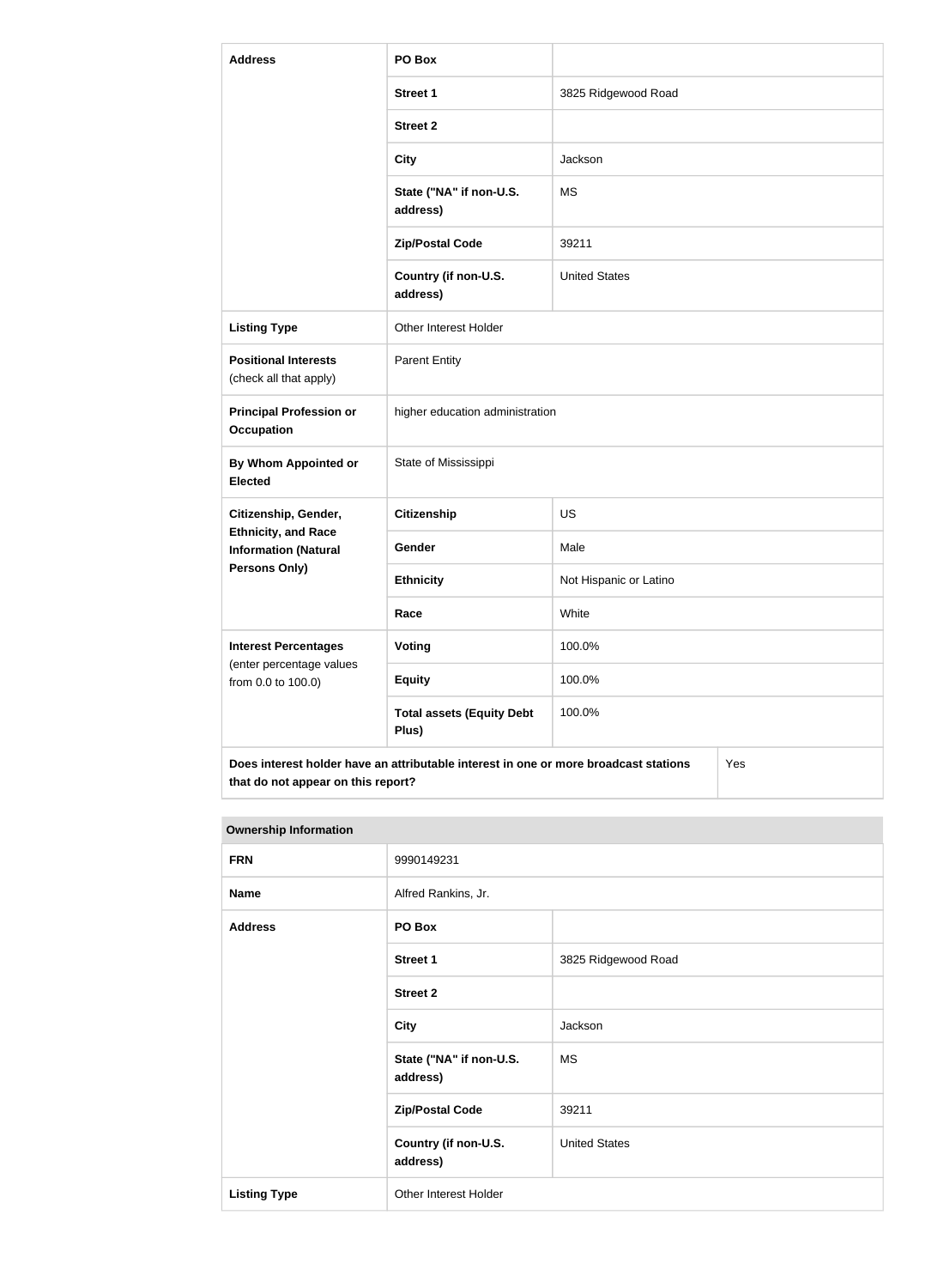| Address | PO Box | |
|---|---|---|
| | Street 1 | 3825 Ridgewood Road |
| | Street 2 | |
| | City | Jackson |
| | State ("NA" if non-U.S. address) | MS |
| | Zip/Postal Code | 39211 |
| | Country (if non-U.S. address) | United States |
| Listing Type | Other Interest Holder | |
| Positional Interests (check all that apply) | Parent Entity | |
| Principal Profession or Occupation | higher education administration | |
| By Whom Appointed or Elected | State of Mississippi | |
| Citizenship, Gender, Ethnicity, and Race Information (Natural Persons Only) | Citizenship | US |
| | Gender | Male |
| | Ethnicity | Not Hispanic or Latino |
| | Race | White |
| Interest Percentages (enter percentage values from 0.0 to 100.0) | Voting | 100.0% |
| | Equity | 100.0% |
| | Total assets (Equity Debt Plus) | 100.0% |
| Does interest holder have an attributable interest in one or more broadcast stations that do not appear on this report? | | Yes |

| Ownership Information | | |
|---|---|---|
| FRN | 9990149231 | |
| Name | Alfred Rankins, Jr. | |
| Address | PO Box | |
| | Street 1 | 3825 Ridgewood Road |
| | Street 2 | |
| | City | Jackson |
| | State ("NA" if non-U.S. address) | MS |
| | Zip/Postal Code | 39211 |
| | Country (if non-U.S. address) | United States |
| Listing Type | Other Interest Holder | |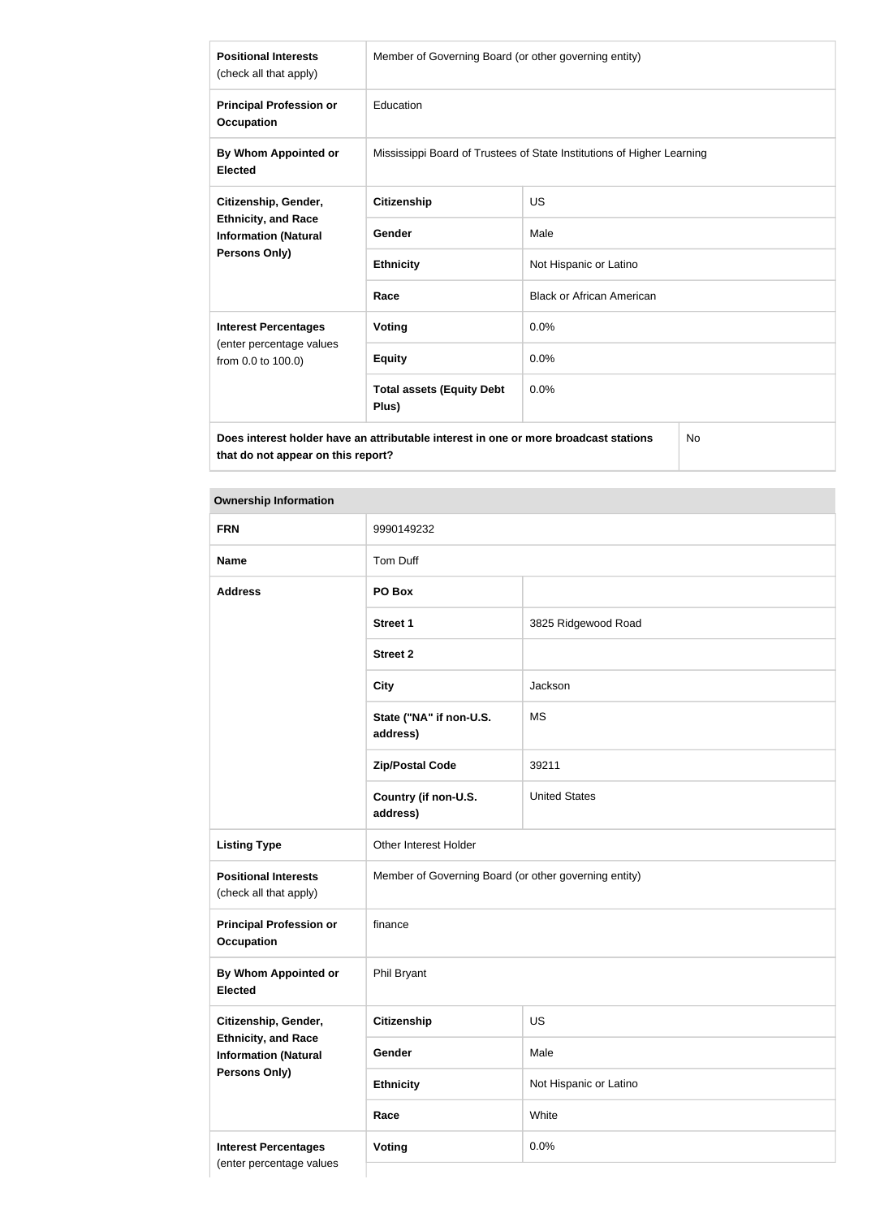| **Positional Interests** (check all that apply) | Member of Governing Board (or other governing entity) | |
|---|---|---|
| **Principal Profession or Occupation** | Education | |
| **By Whom Appointed or Elected** | Mississippi Board of Trustees of State Institutions of Higher Learning | |
| **Citizenship, Gender, Ethnicity, and Race Information (Natural Persons Only)** | **Citizenship** | US |
| | **Gender** | Male |
| | **Ethnicity** | Not Hispanic or Latino |
| | **Race** | Black or African American |
| **Interest Percentages** (enter percentage values from 0.0 to 100.0) | **Voting** | 0.0% |
| | **Equity** | 0.0% |
| | **Total assets (Equity Debt Plus)** | 0.0% |
| **Does interest holder have an attributable interest in one or more broadcast stations that do not appear on this report?** | | No |

| **Ownership Information** | | |
|---|---|---|
| **FRN** | 9990149232 | |
| **Name** | Tom Duff | |
| **Address** | **PO Box** | |
| | **Street 1** | 3825 Ridgewood Road |
| | **Street 2** | |
| | **City** | Jackson |
| | **State ("NA" if non-U.S. address)** | MS |
| | **Zip/Postal Code** | 39211 |
| | **Country (if non-U.S. address)** | United States |
| **Listing Type** | Other Interest Holder | |
| **Positional Interests** (check all that apply) | Member of Governing Board (or other governing entity) | |
| **Principal Profession or Occupation** | finance | |
| **By Whom Appointed or Elected** | Phil Bryant | |
| **Citizenship, Gender, Ethnicity, and Race Information (Natural Persons Only)** | **Citizenship** | US |
| | **Gender** | Male |
| | **Ethnicity** | Not Hispanic or Latino |
| | **Race** | White |
| **Interest Percentages** (enter percentage values | **Voting** | 0.0% |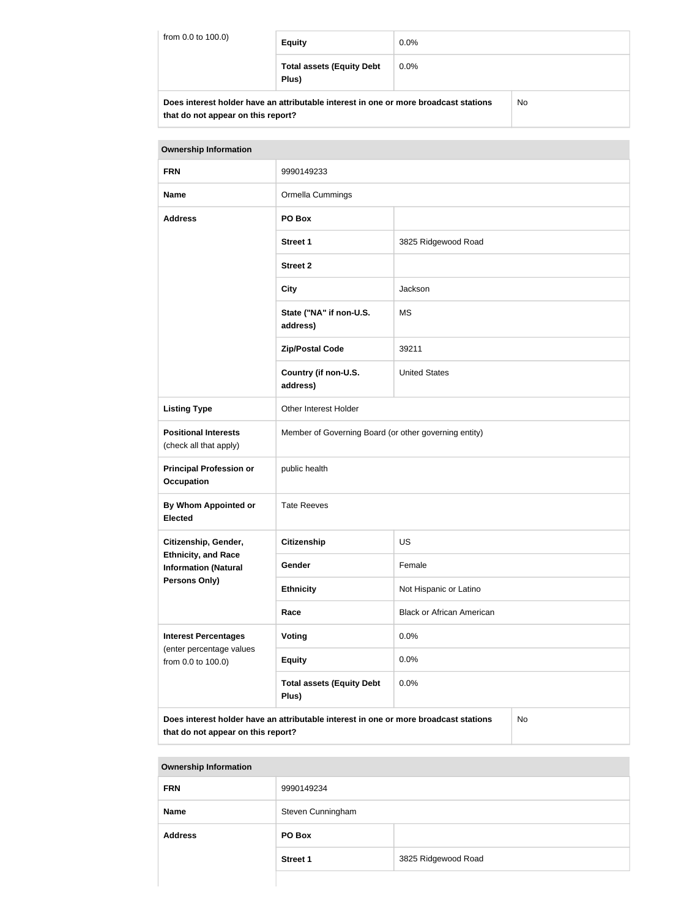| from 0.0 to 100.0) | Equity | 0.0% |
|---|---|---|
| | Total assets (Equity Debt Plus) | 0.0% |
| Does interest holder have an attributable interest in one or more broadcast stations that do not appear on this report? | | No |

| Ownership Information | | |
|---|---|---|
| FRN | 9990149233 | |
| Name | Ormella Cummings | |
| Address | PO Box | |
| | Street 1 | 3825 Ridgewood Road |
| | Street 2 | |
| | City | Jackson |
| | State ("NA" if non-U.S. address) | MS |
| | Zip/Postal Code | 39211 |
| | Country (if non-U.S. address) | United States |
| Listing Type | Other Interest Holder | |
| Positional Interests (check all that apply) | Member of Governing Board (or other governing entity) | |
| Principal Profession or Occupation | public health | |
| By Whom Appointed or Elected | Tate Reeves | |
| Citizenship, Gender, Ethnicity, and Race Information (Natural Persons Only) | Citizenship | US |
| | Gender | Female |
| | Ethnicity | Not Hispanic or Latino |
| | Race | Black or African American |
| Interest Percentages (enter percentage values from 0.0 to 100.0) | Voting | 0.0% |
| | Equity | 0.0% |
| | Total assets (Equity Debt Plus) | 0.0% |
| Does interest holder have an attributable interest in one or more broadcast stations that do not appear on this report? | | No |

| Ownership Information | | |
|---|---|---|
| FRN | 9990149234 | |
| Name | Steven Cunningham | |
| Address | PO Box | |
| | Street 1 | 3825 Ridgewood Road |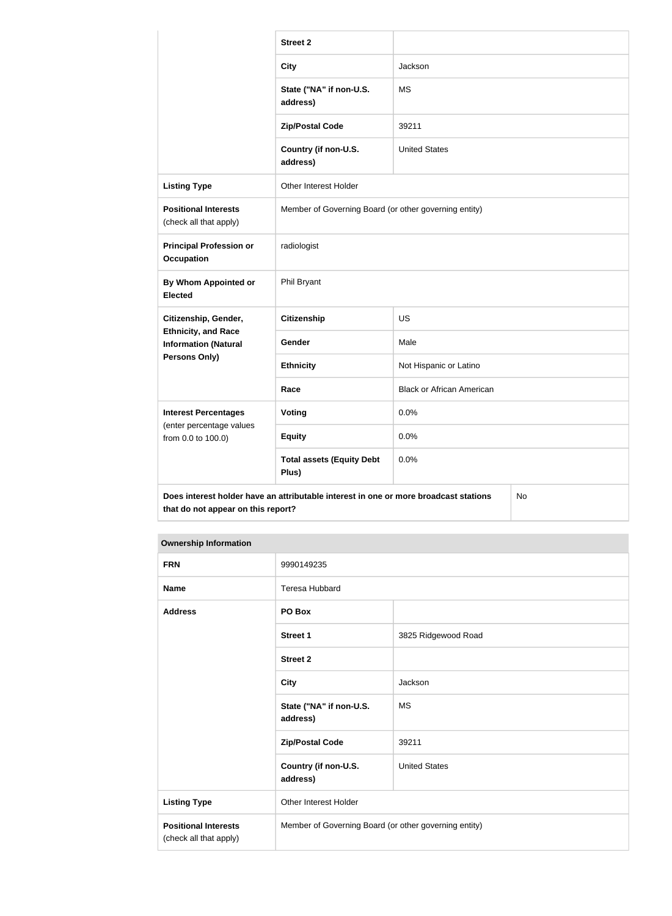| | | |
|---|---|---|
| | **Street 2** | |
| | **City** | Jackson |
| | **State ("NA" if non-U.S. address)** | MS |
| | **Zip/Postal Code** | 39211 |
| | **Country (if non-U.S. address)** | United States |
| **Listing Type** | Other Interest Holder | |
| **Positional Interests** (check all that apply) | Member of Governing Board (or other governing entity) | |
| **Principal Profession or Occupation** | radiologist | |
| **By Whom Appointed or Elected** | Phil Bryant | |
| **Citizenship, Gender, Ethnicity, and Race Information (Natural Persons Only)** | **Citizenship** | US |
| | **Gender** | Male |
| | **Ethnicity** | Not Hispanic or Latino |
| | **Race** | Black or African American |
| **Interest Percentages** (enter percentage values from 0.0 to 100.0) | **Voting** | 0.0% |
| | **Equity** | 0.0% |
| | **Total assets (Equity Debt Plus)** | 0.0% |
| **Does interest holder have an attributable interest in one or more broadcast stations that do not appear on this report?** | | No |

| **Ownership Information** | | |
|---|---|---|
| **FRN** | 9990149235 | |
| **Name** | Teresa Hubbard | |
| **Address** | **PO Box** | |
| | **Street 1** | 3825 Ridgewood Road |
| | **Street 2** | |
| | **City** | Jackson |
| | **State ("NA" if non-U.S. address)** | MS |
| | **Zip/Postal Code** | 39211 |
| | **Country (if non-U.S. address)** | United States |
| **Listing Type** | Other Interest Holder | |
| **Positional Interests** (check all that apply) | Member of Governing Board (or other governing entity) | |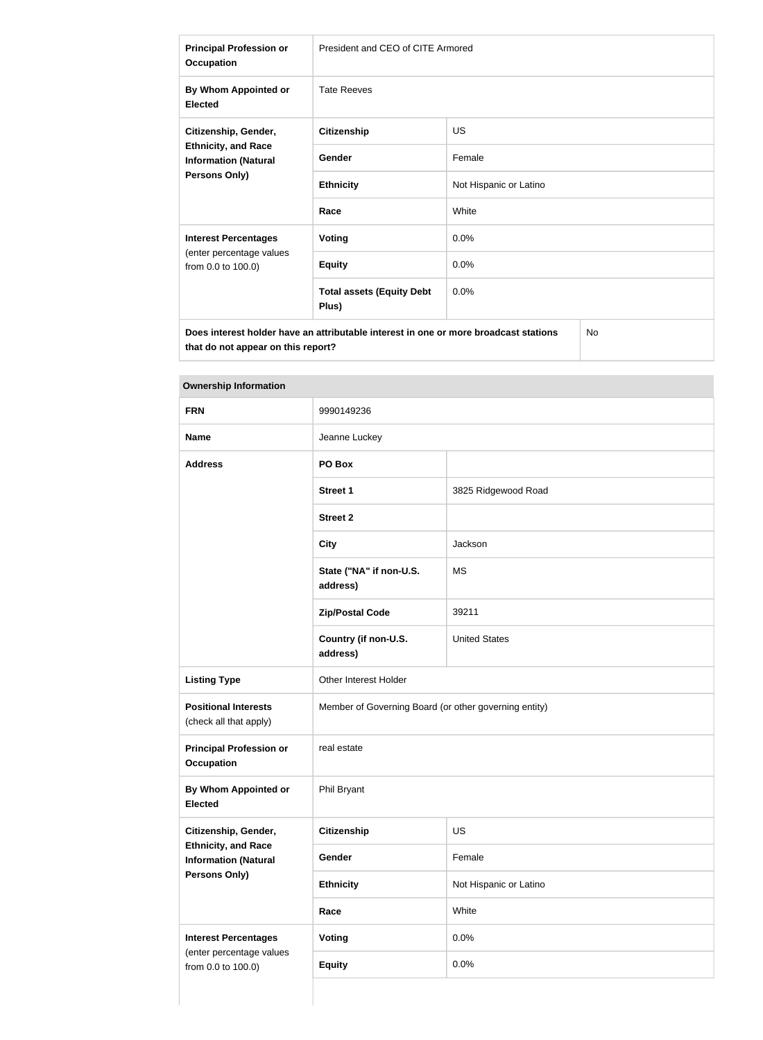| | | |
|---|---|---|
| **Principal Profession or Occupation** | President and CEO of CITE Armored | |
| **By Whom Appointed or Elected** | Tate Reeves | |
| **Citizenship, Gender, Ethnicity, and Race Information (Natural Persons Only)** | **Citizenship** | US |
| | **Gender** | Female |
| | **Ethnicity** | Not Hispanic or Latino |
| | **Race** | White |
| **Interest Percentages** (enter percentage values from 0.0 to 100.0) | **Voting** | 0.0% |
| | **Equity** | 0.0% |
| | **Total assets (Equity Debt Plus)** | 0.0% |
| **Does interest holder have an attributable interest in one or more broadcast stations that do not appear on this report?** | | No |

| **Ownership Information** | | |
|---|---|---|
| **FRN** | 9990149236 | |
| **Name** | Jeanne Luckey | |
| **Address** | **PO Box** | |
| | **Street 1** | 3825 Ridgewood Road |
| | **Street 2** | |
| | **City** | Jackson |
| | **State ("NA" if non-U.S. address)** | MS |
| | **Zip/Postal Code** | 39211 |
| | **Country (if non-U.S. address)** | United States |
| **Listing Type** | Other Interest Holder | |
| **Positional Interests** (check all that apply) | Member of Governing Board (or other governing entity) | |
| **Principal Profession or Occupation** | real estate | |
| **By Whom Appointed or Elected** | Phil Bryant | |
| **Citizenship, Gender, Ethnicity, and Race Information (Natural Persons Only)** | **Citizenship** | US |
| | **Gender** | Female |
| | **Ethnicity** | Not Hispanic or Latino |
| | **Race** | White |
| **Interest Percentages** (enter percentage values from 0.0 to 100.0) | **Voting** | 0.0% |
| | **Equity** | 0.0% |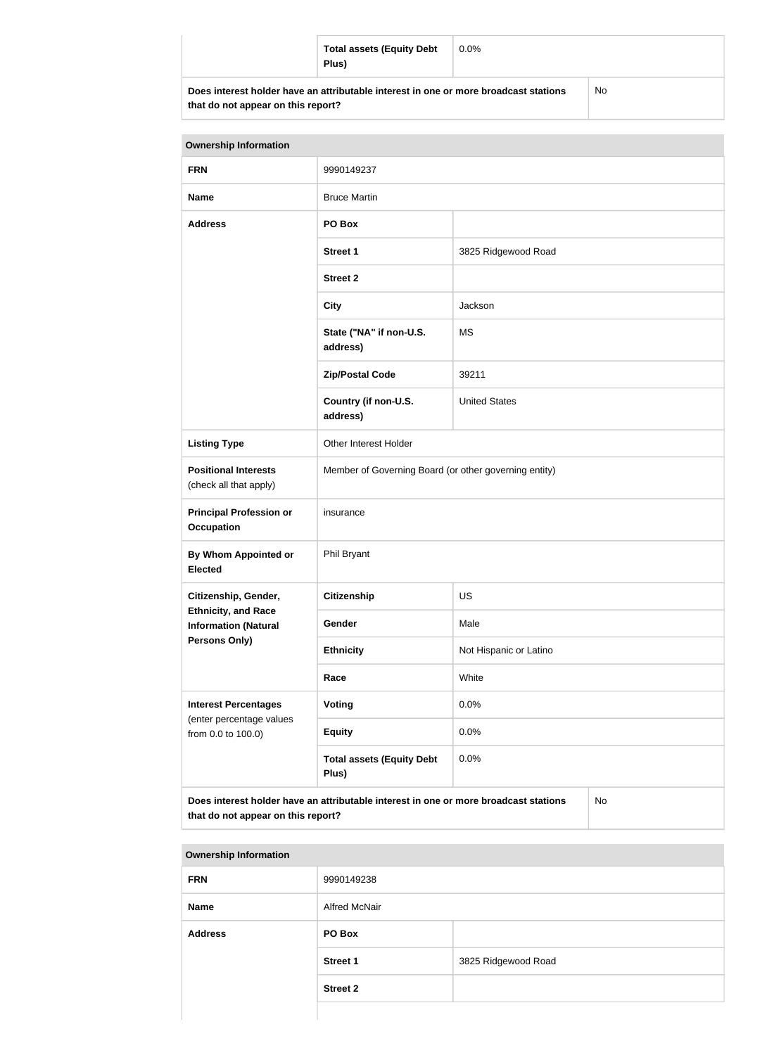| | Total assets (Equity Debt Plus) | 0.0% |
|---|---|---|
| **Does interest holder have an attributable interest in one or more broadcast stations that do not appear on this report?** | | No |

| Ownership Information | | |
|---|---|---|
| **FRN** | 9990149237 | |
| **Name** | Bruce Martin | |
| **Address** | **PO Box** | |
| | **Street 1** | 3825 Ridgewood Road |
| | **Street 2** | |
| | **City** | Jackson |
| | **State ("NA" if non-U.S. address)** | MS |
| | **Zip/Postal Code** | 39211 |
| | **Country (if non-U.S. address)** | United States |
| **Listing Type** | Other Interest Holder | |
| **Positional Interests** (check all that apply) | Member of Governing Board (or other governing entity) | |
| **Principal Profession or Occupation** | insurance | |
| **By Whom Appointed or Elected** | Phil Bryant | |
| **Citizenship, Gender, Ethnicity, and Race Information (Natural Persons Only)** | **Citizenship** | US |
| | **Gender** | Male |
| | **Ethnicity** | Not Hispanic or Latino |
| | **Race** | White |
| **Interest Percentages** (enter percentage values from 0.0 to 100.0) | **Voting** | 0.0% |
| | **Equity** | 0.0% |
| | **Total assets (Equity Debt Plus)** | 0.0% |
| **Does interest holder have an attributable interest in one or more broadcast stations that do not appear on this report?** | | No |

| Ownership Information | | |
|---|---|---|
| **FRN** | 9990149238 | |
| **Name** | Alfred McNair | |
| **Address** | **PO Box** | |
| | **Street 1** | 3825 Ridgewood Road |
| | **Street 2** | |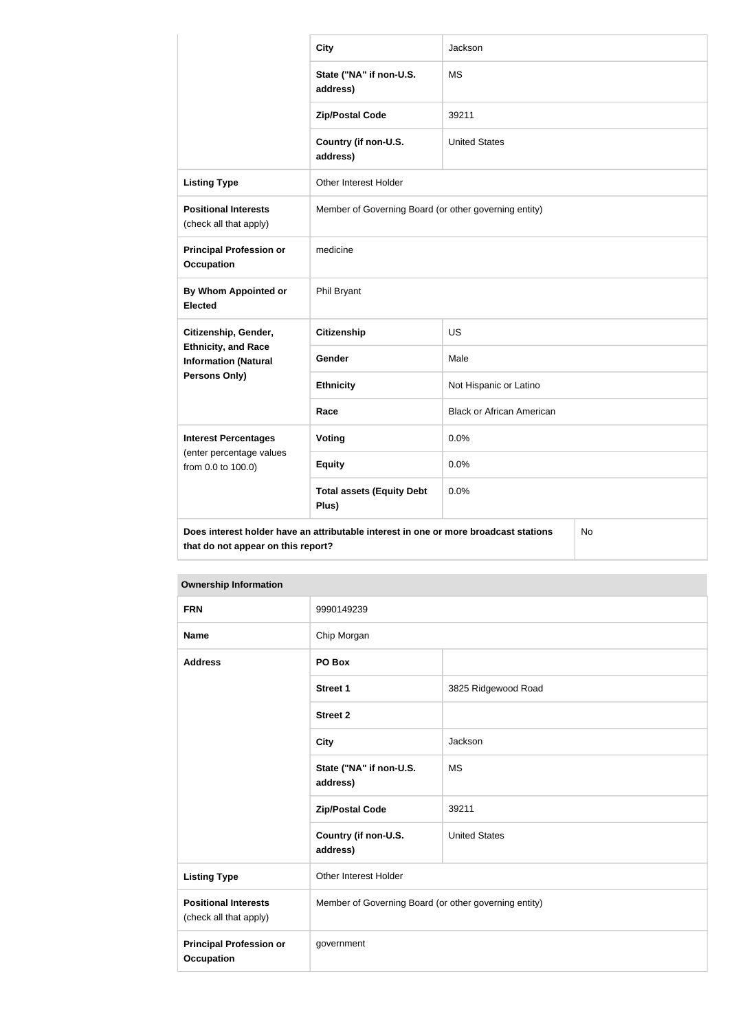| | | |
|---|---|---|
| | **City** | Jackson |
| | **State ("NA" if non-U.S. address)** | MS |
| | **Zip/Postal Code** | 39211 |
| | **Country (if non-U.S. address)** | United States |
| **Listing Type** | Other Interest Holder | |
| **Positional Interests** (check all that apply) | Member of Governing Board (or other governing entity) | |
| **Principal Profession or Occupation** | medicine | |
| **By Whom Appointed or Elected** | Phil Bryant | |
| **Citizenship, Gender, Ethnicity, and Race Information (Natural Persons Only)** | **Citizenship** | US |
| | **Gender** | Male |
| | **Ethnicity** | Not Hispanic or Latino |
| | **Race** | Black or African American |
| **Interest Percentages** (enter percentage values from 0.0 to 100.0) | **Voting** | 0.0% |
| | **Equity** | 0.0% |
| | **Total assets (Equity Debt Plus)** | 0.0% |
| **Does interest holder have an attributable interest in one or more broadcast stations that do not appear on this report?** | | No |

| **Ownership Information** | | |
|---|---|---|
| **FRN** | 9990149239 | |
| **Name** | Chip Morgan | |
| **Address** | **PO Box** | |
| | **Street 1** | 3825 Ridgewood Road |
| | **Street 2** | |
| | **City** | Jackson |
| | **State ("NA" if non-U.S. address)** | MS |
| | **Zip/Postal Code** | 39211 |
| | **Country (if non-U.S. address)** | United States |
| **Listing Type** | Other Interest Holder | |
| **Positional Interests** (check all that apply) | Member of Governing Board (or other governing entity) | |
| **Principal Profession or Occupation** | government | |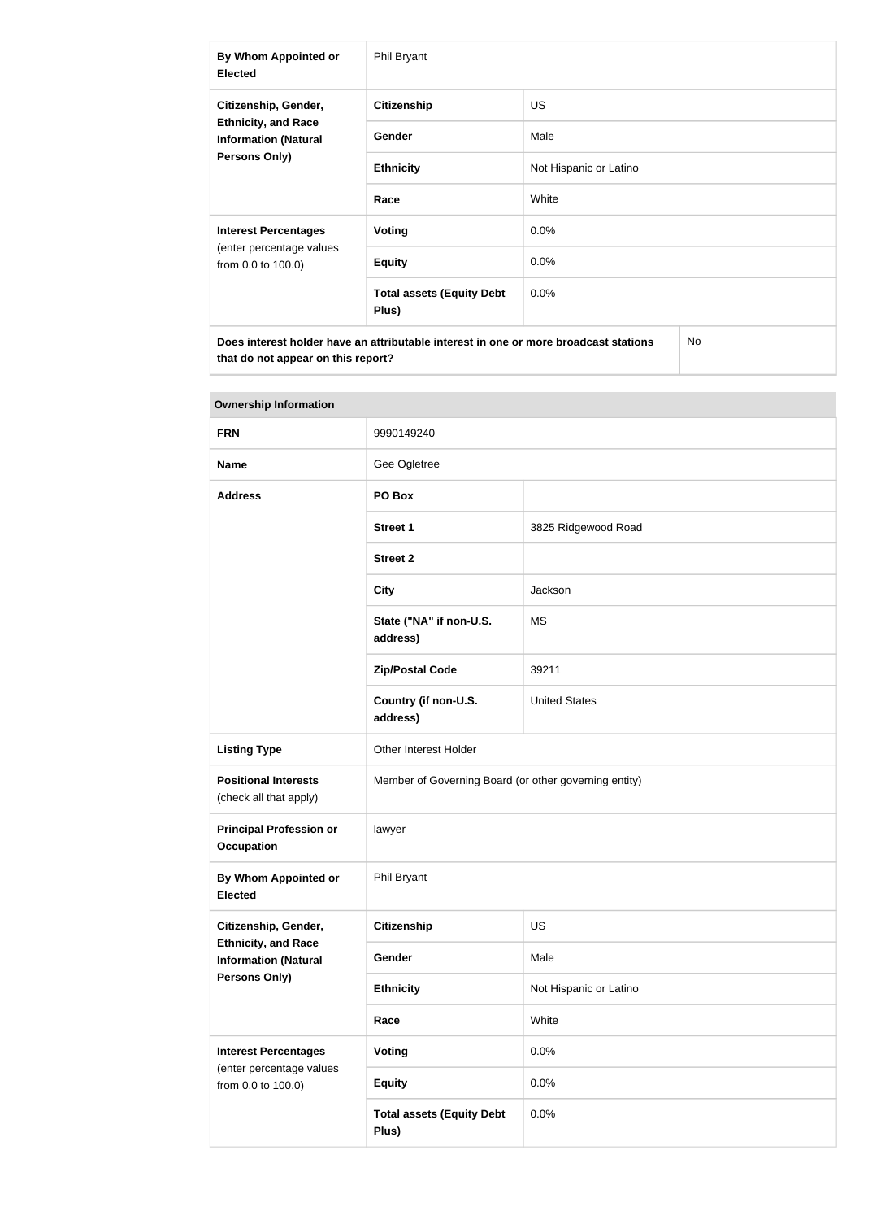| | | |
|---|---|---|
| **By Whom Appointed or Elected** | Phil Bryant | |
| **Citizenship, Gender, Ethnicity, and Race Information (Natural Persons Only)** | **Citizenship** | US |
| | **Gender** | Male |
| | **Ethnicity** | Not Hispanic or Latino |
| | **Race** | White |
| **Interest Percentages** (enter percentage values from 0.0 to 100.0) | **Voting** | 0.0% |
| | **Equity** | 0.0% |
| | **Total assets (Equity Debt Plus)** | 0.0% |
| **Does interest holder have an attributable interest in one or more broadcast stations that do not appear on this report?** | | No |

| **Ownership Information** | | |
|---|---|---|
| **FRN** | 9990149240 | |
| **Name** | Gee Ogletree | |
| **Address** | **PO Box** | |
| | **Street 1** | 3825 Ridgewood Road |
| | **Street 2** | |
| | **City** | Jackson |
| | **State ("NA" if non-U.S. address)** | MS |
| | **Zip/Postal Code** | 39211 |
| | **Country (if non-U.S. address)** | United States |
| **Listing Type** | Other Interest Holder | |
| **Positional Interests** (check all that apply) | Member of Governing Board (or other governing entity) | |
| **Principal Profession or Occupation** | lawyer | |
| **By Whom Appointed or Elected** | Phil Bryant | |
| **Citizenship, Gender, Ethnicity, and Race Information (Natural Persons Only)** | **Citizenship** | US |
| | **Gender** | Male |
| | **Ethnicity** | Not Hispanic or Latino |
| | **Race** | White |
| **Interest Percentages** (enter percentage values from 0.0 to 100.0) | **Voting** | 0.0% |
| | **Equity** | 0.0% |
| | **Total assets (Equity Debt Plus)** | 0.0% |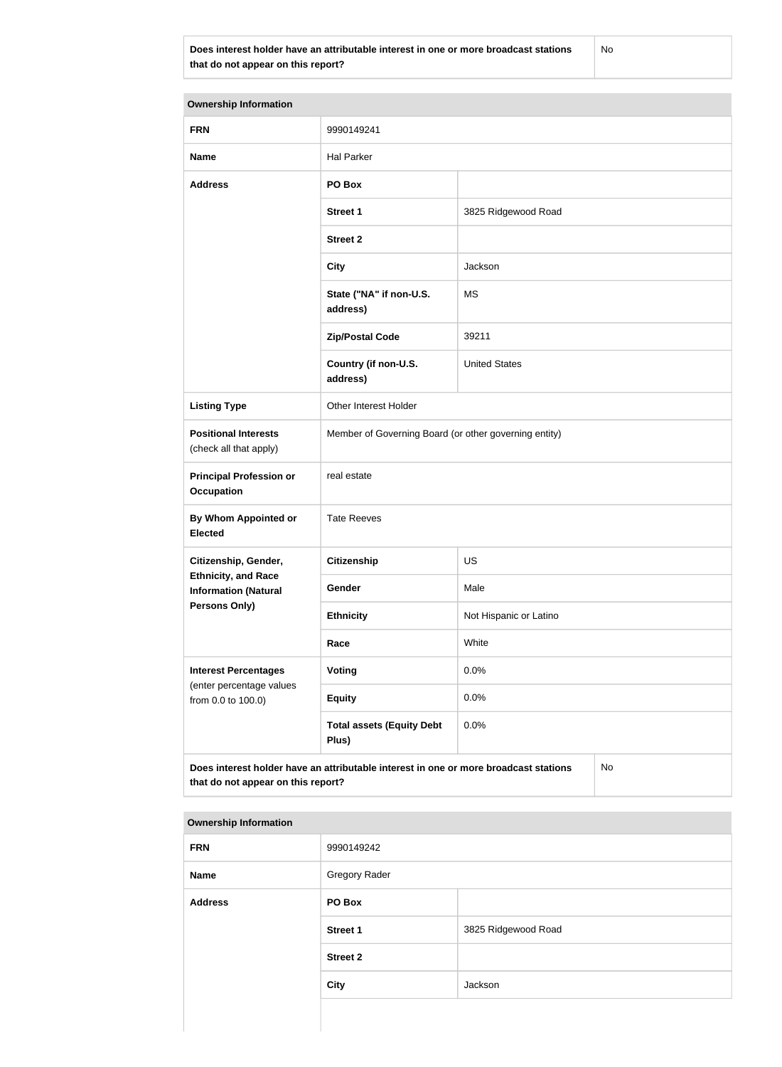| Does interest holder have an attributable interest in one or more broadcast stations that do not appear on this report? | No |
|---|---|

| Ownership Information | | |
|---|---|---|
| **FRN** | 9990149241 | |
| **Name** | Hal Parker | |
| **Address** | **PO Box** | |
| | **Street 1** | 3825 Ridgewood Road |
| | **Street 2** | |
| | **City** | Jackson |
| | **State ("NA" if non-U.S. address)** | MS |
| | **Zip/Postal Code** | 39211 |
| | **Country (if non-U.S. address)** | United States |
| **Listing Type** | Other Interest Holder | |
| **Positional Interests** (check all that apply) | Member of Governing Board (or other governing entity) | |
| **Principal Profession or Occupation** | real estate | |
| **By Whom Appointed or Elected** | Tate Reeves | |
| **Citizenship, Gender, Ethnicity, and Race Information (Natural Persons Only)** | **Citizenship** | US |
| | **Gender** | Male |
| | **Ethnicity** | Not Hispanic or Latino |
| | **Race** | White |
| **Interest Percentages** (enter percentage values from 0.0 to 100.0) | **Voting** | 0.0% |
| | **Equity** | 0.0% |
| | **Total assets (Equity Debt Plus)** | 0.0% |
| **Does interest holder have an attributable interest in one or more broadcast stations that do not appear on this report?** | | No |

| Ownership Information | | |
|---|---|---|
| **FRN** | 9990149242 | |
| **Name** | Gregory Rader | |
| **Address** | **PO Box** | |
| | **Street 1** | 3825 Ridgewood Road |
| | **Street 2** | |
| | **City** | Jackson |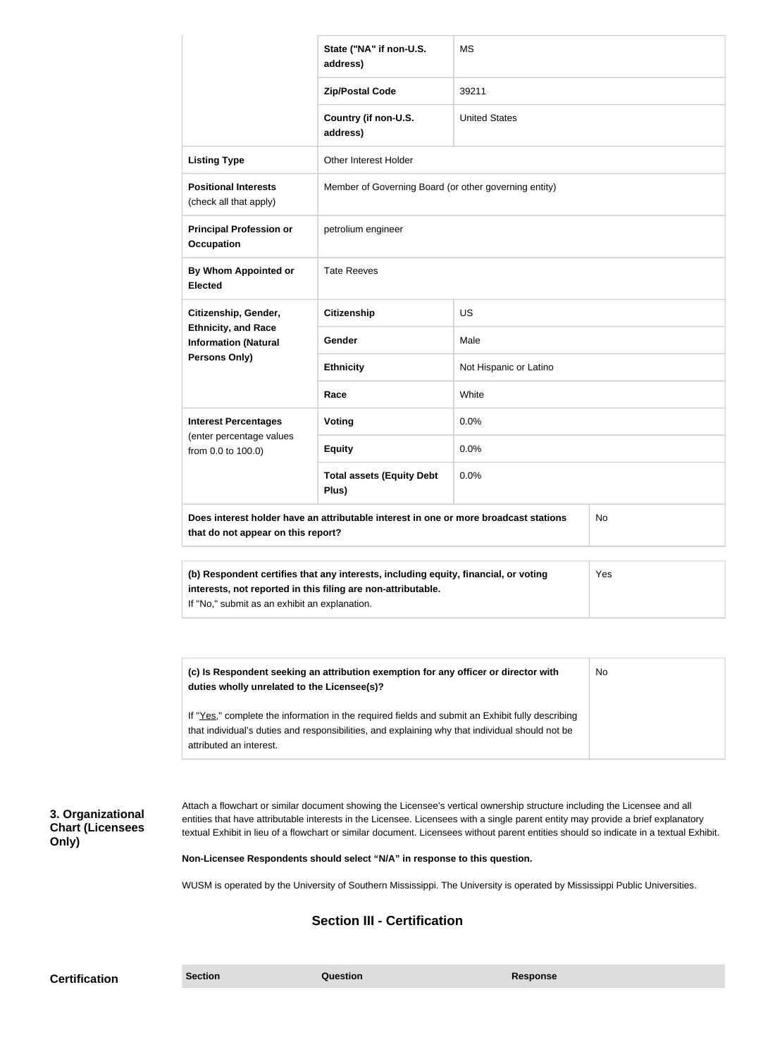| | | |
|---|---|---|
| | State ("NA" if non-U.S. address) | MS |
| | Zip/Postal Code | 39211 |
| | Country (if non-U.S. address) | United States |
| **Listing Type** | Other Interest Holder | |
| **Positional Interests** (check all that apply) | Member of Governing Board (or other governing entity) | |
| **Principal Profession or Occupation** | petrolium engineer | |
| **By Whom Appointed or Elected** | Tate Reeves | |
| **Citizenship, Gender, Ethnicity, and Race Information (Natural Persons Only)** | **Citizenship** | US |
| | **Gender** | Male |
| | **Ethnicity** | Not Hispanic or Latino |
| | **Race** | White |
| **Interest Percentages** (enter percentage values from 0.0 to 100.0) | **Voting** | 0.0% |
| | **Equity** | 0.0% |
| | **Total assets (Equity Debt Plus)** | 0.0% |
| **Does interest holder have an attributable interest in one or more broadcast stations that do not appear on this report?** | | No |

| | |
|---|---|
| **(b) Respondent certifies that any interests, including equity, financial, or voting interests, not reported in this filing are non-attributable.** If "No," submit as an exhibit an explanation. | Yes |

| | |
|---|---|
| **(c) Is Respondent seeking an attribution exemption for any officer or director with duties wholly unrelated to the Licensee(s)?** If "Yes," complete the information in the required fields and submit an Exhibit fully describing that individual's duties and responsibilities, and explaining why that individual should not be attributed an interest. | No |

**3. Organizational Chart (Licensees Only)**

Attach a flowchart or similar document showing the Licensee's vertical ownership structure including the Licensee and all entities that have attributable interests in the Licensee. Licensees with a single parent entity may provide a brief explanatory textual Exhibit in lieu of a flowchart or similar document. Licensees without parent entities should so indicate in a textual Exhibit.

**Non-Licensee Respondents should select "N/A" in response to this question.**

WUSM is operated by the University of Southern Mississippi. The University is operated by Mississippi Public Universities.

## Section III - Certification

**Certification**

| Section | Question | Response |
|---|---|---|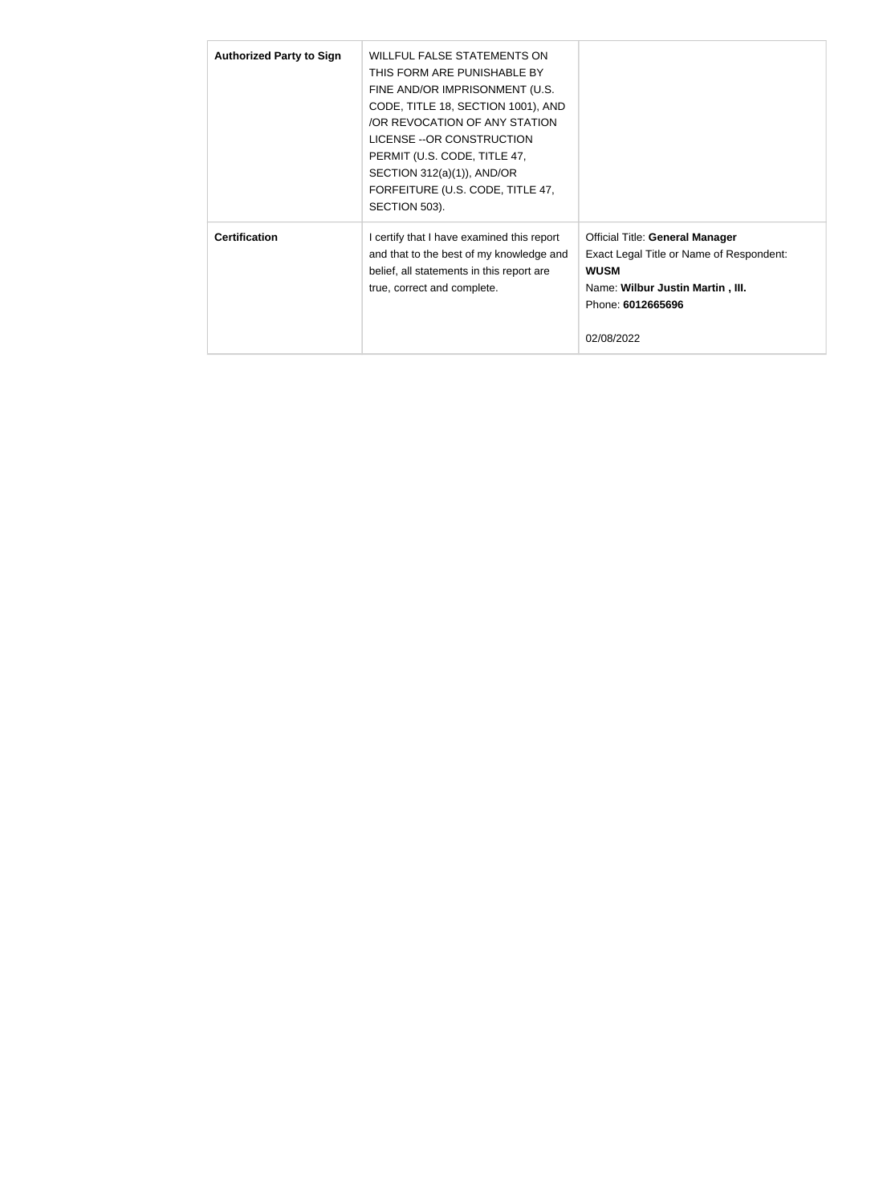| | | |
|---|---|---|
| **Authorized Party to Sign** | WILLFUL FALSE STATEMENTS ON THIS FORM ARE PUNISHABLE BY FINE AND/OR IMPRISONMENT (U.S. CODE, TITLE 18, SECTION 1001), AND /OR REVOCATION OF ANY STATION LICENSE --OR CONSTRUCTION PERMIT (U.S. CODE, TITLE 47, SECTION 312(a)(1)), AND/OR FORFEITURE (U.S. CODE, TITLE 47, SECTION 503). | |
| **Certification** | I certify that I have examined this report and that to the best of my knowledge and belief, all statements in this report are true, correct and complete. | Official Title: **General Manager**<br>Exact Legal Title or Name of Respondent: **WUSM**<br>Name: **Wilbur Justin Martin , III.**<br>Phone: **6012665696**<br><br>02/08/2022 |